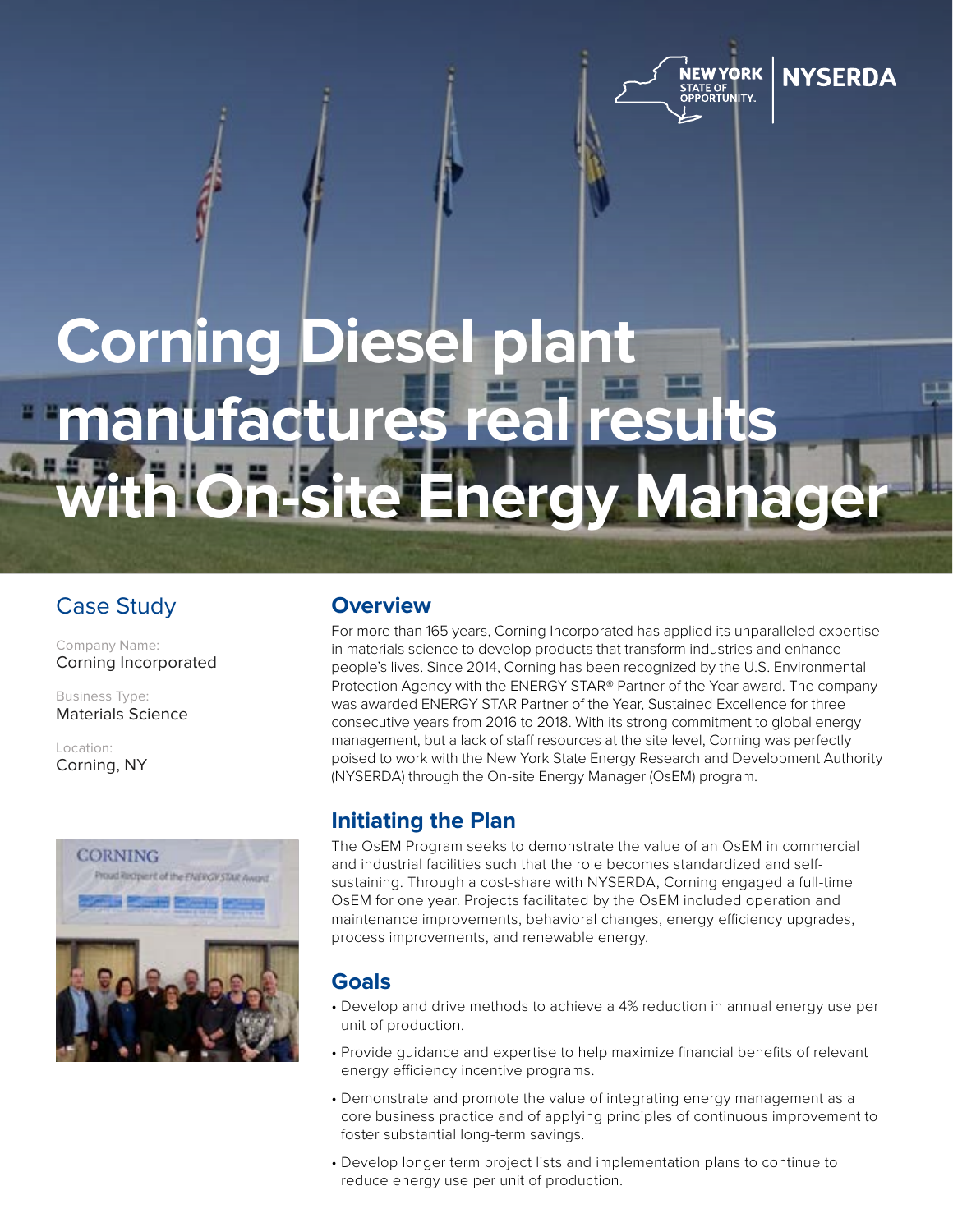# Corning Diesel plant manufactures real results with On-site Energy Manager

## Case Study

Company Name:
Corning Incorporated

Business Type:
Materials Science

Location:
Corning, NY

## Overview

For more than 165 years, Corning Incorporated has applied its unparalleled expertise in materials science to develop products that transform industries and enhance people's lives. Since 2014, Corning has been recognized by the U.S. Environmental Protection Agency with the ENERGY STAR® Partner of the Year award. The company was awarded ENERGY STAR Partner of the Year, Sustained Excellence for three consecutive years from 2016 to 2018. With its strong commitment to global energy management, but a lack of staff resources at the site level, Corning was perfectly poised to work with the New York State Energy Research and Development Authority (NYSERDA) through the On-site Energy Manager (OsEM) program.

## Initiating the Plan

The OsEM Program seeks to demonstrate the value of an OsEM in commercial and industrial facilities such that the role becomes standardized and self-sustaining. Through a cost-share with NYSERDA, Corning engaged a full-time OsEM for one year. Projects facilitated by the OsEM included operation and maintenance improvements, behavioral changes, energy efficiency upgrades, process improvements, and renewable energy.

## Goals

- Develop and drive methods to achieve a 4% reduction in annual energy use per unit of production.
- Provide guidance and expertise to help maximize financial benefits of relevant energy efficiency incentive programs.
- Demonstrate and promote the value of integrating energy management as a core business practice and of applying principles of continuous improvement to foster substantial long-term savings.
- Develop longer term project lists and implementation plans to continue to reduce energy use per unit of production.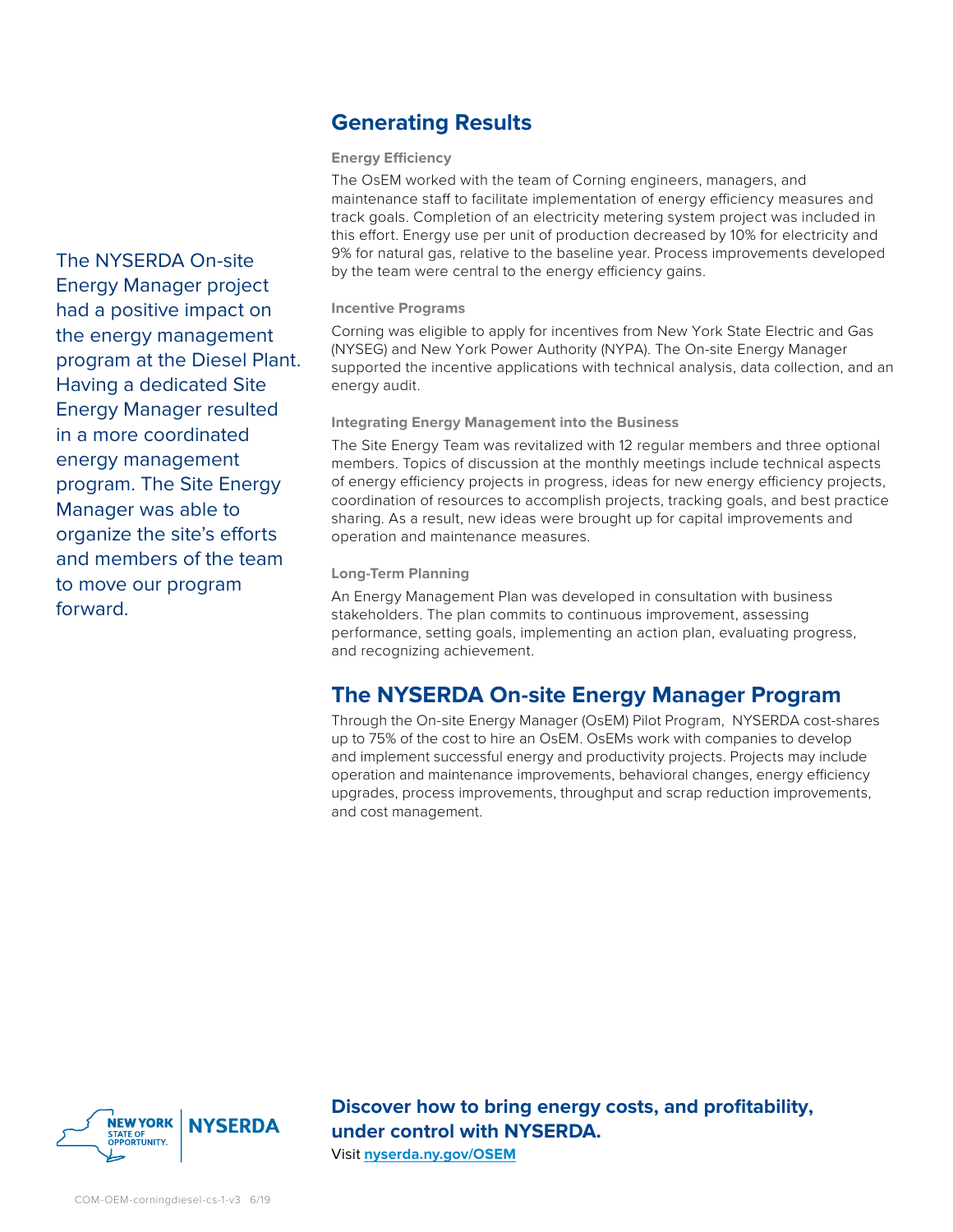The NYSERDA On-site Energy Manager project had a positive impact on the energy management program at the Diesel Plant. Having a dedicated Site Energy Manager resulted in a more coordinated energy management program. The Site Energy Manager was able to organize the site's efforts and members of the team to move our program forward.

## Generating Results

### Energy Efficiency

The OsEM worked with the team of Corning engineers, managers, and maintenance staff to facilitate implementation of energy efficiency measures and track goals. Completion of an electricity metering system project was included in this effort. Energy use per unit of production decreased by 10% for electricity and 9% for natural gas, relative to the baseline year. Process improvements developed by the team were central to the energy efficiency gains.

### Incentive Programs

Corning was eligible to apply for incentives from New York State Electric and Gas (NYSEG) and New York Power Authority (NYPA). The On-site Energy Manager supported the incentive applications with technical analysis, data collection, and an energy audit.

### Integrating Energy Management into the Business

The Site Energy Team was revitalized with 12 regular members and three optional members. Topics of discussion at the monthly meetings include technical aspects of energy efficiency projects in progress, ideas for new energy efficiency projects, coordination of resources to accomplish projects, tracking goals, and best practice sharing. As a result, new ideas were brought up for capital improvements and operation and maintenance measures.

### Long-Term Planning

An Energy Management Plan was developed in consultation with business stakeholders. The plan commits to continuous improvement, assessing performance, setting goals, implementing an action plan, evaluating progress, and recognizing achievement.

## The NYSERDA On-site Energy Manager Program

Through the On-site Energy Manager (OsEM) Pilot Program, NYSERDA cost-shares up to 75% of the cost to hire an OsEM. OsEMs work with companies to develop and implement successful energy and productivity projects. Projects may include operation and maintenance improvements, behavioral changes, energy efficiency upgrades, process improvements, throughput and scrap reduction improvements, and cost management.

NEW YORK STATE OF OPPORTUNITY. | NYSERDA

**Discover how to bring energy costs, and profitability, under control with NYSERDA.**

Visit **nyserda.ny.gov/OSEM**

COM-OEM-corningdiesel-cs-1-v3 6/19